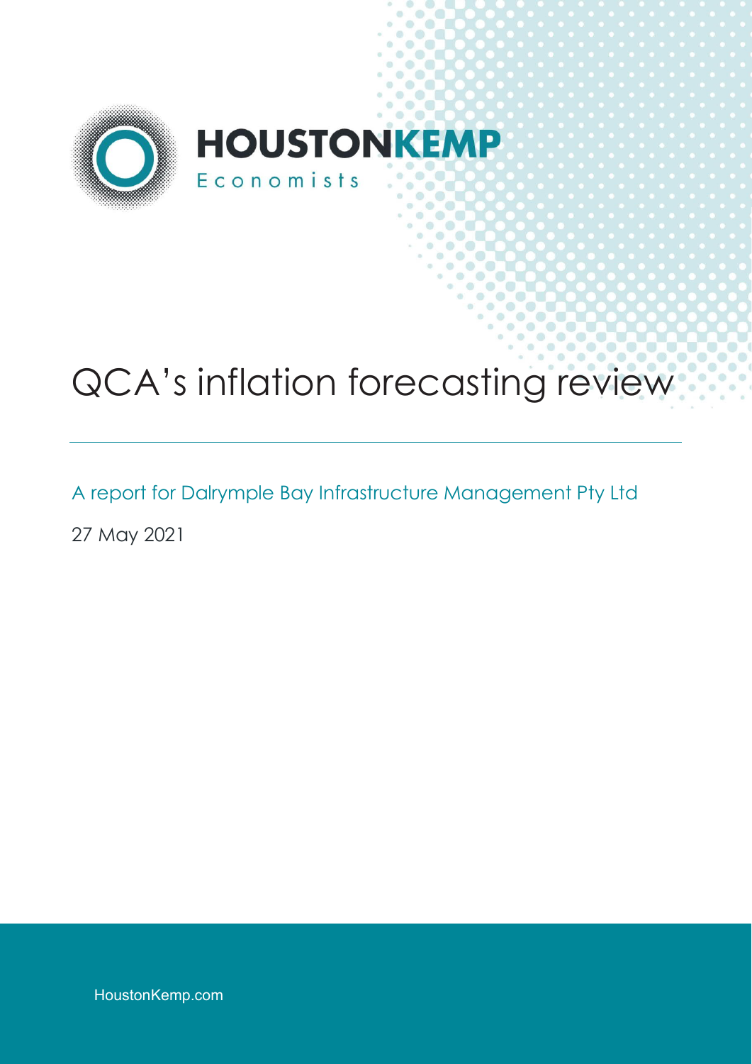HOUSTONKEMP

Economists

# QCA's inflation forecasting review

A report for Dalrymple Bay Infrastructure Management Pty Ltd

27 May 2021

HoustonKemp.com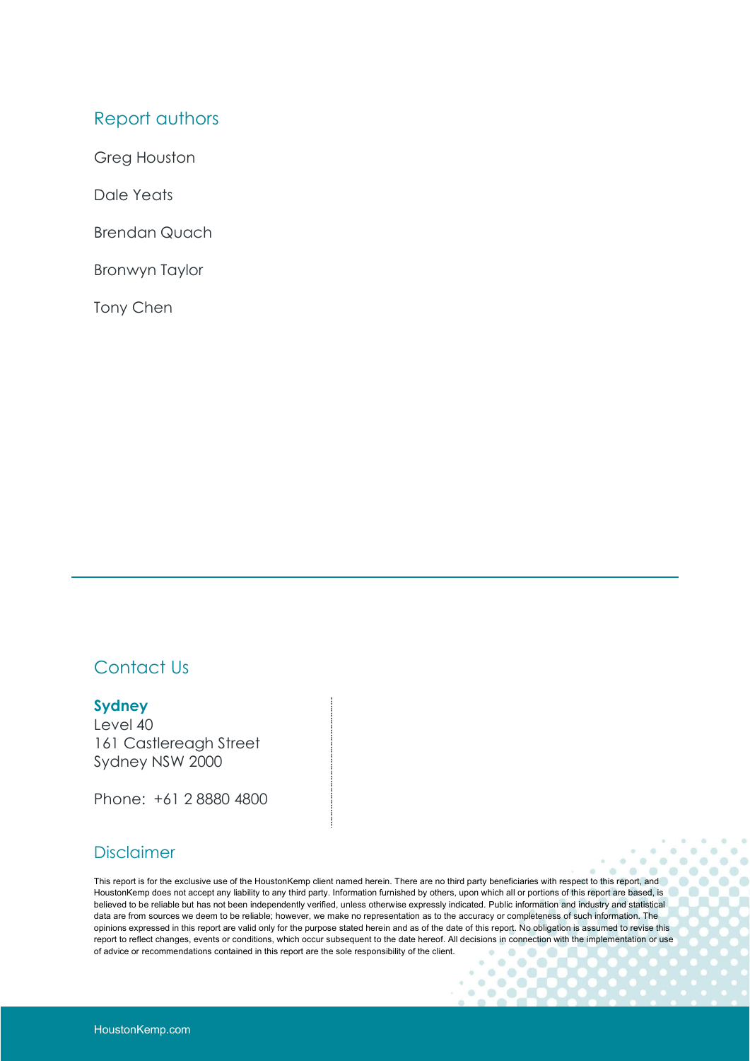## Report authors

Greg Houston

Dale Yeats

Brendan Quach

Bronwyn Taylor

Tony Chen

## Contact Us

**Sydney**
Level 40
161 Castlereagh Street
Sydney NSW 2000

Phone: +61 2 8880 4800

## Disclaimer

This report is for the exclusive use of the HoustonKemp client named herein. There are no third party beneficiaries with respect to this report, and HoustonKemp does not accept any liability to any third party. Information furnished by others, upon which all or portions of this report are based, is believed to be reliable but has not been independently verified, unless otherwise expressly indicated. Public information and industry and statistical data are from sources we deem to be reliable; however, we make no representation as to the accuracy or completeness of such information. The opinions expressed in this report are valid only for the purpose stated herein and as of the date of this report. No obligation is assumed to revise this report to reflect changes, events or conditions, which occur subsequent to the date hereof. All decisions in connection with the implementation or use of advice or recommendations contained in this report are the sole responsibility of the client.

HoustonKemp.com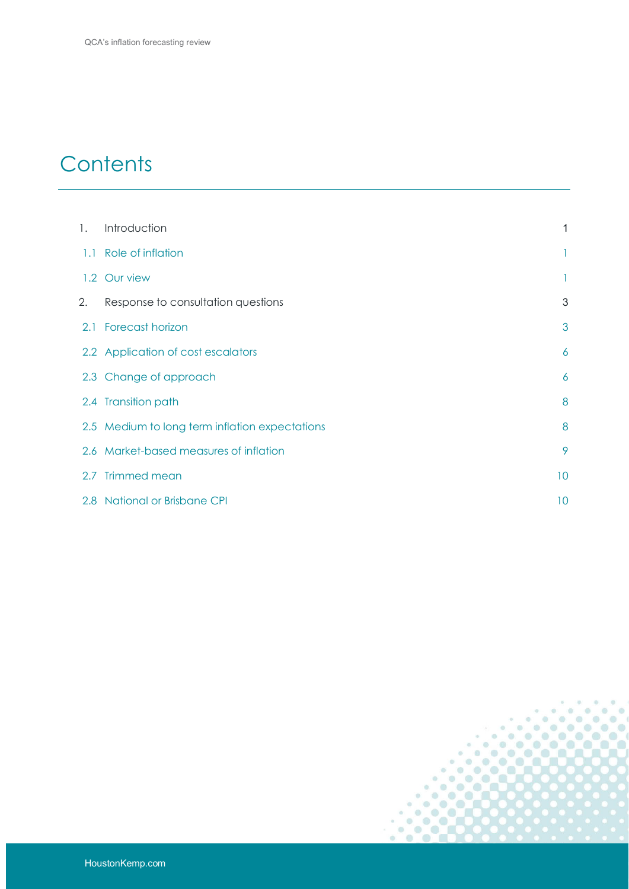# Contents

| | | |
|---|---|---|
| 1. | Introduction | 1 |
| 1.1 | Role of inflation | 1 |
| 1.2 | Our view | 1 |
| 2. | Response to consultation questions | 3 |
| 2.1 | Forecast horizon | 3 |
| 2.2 | Application of cost escalators | 6 |
| 2.3 | Change of approach | 6 |
| 2.4 | Transition path | 8 |
| 2.5 | Medium to long term inflation expectations | 8 |
| 2.6 | Market-based measures of inflation | 9 |
| 2.7 | Trimmed mean | 10 |
| 2.8 | National or Brisbane CPI | 10 |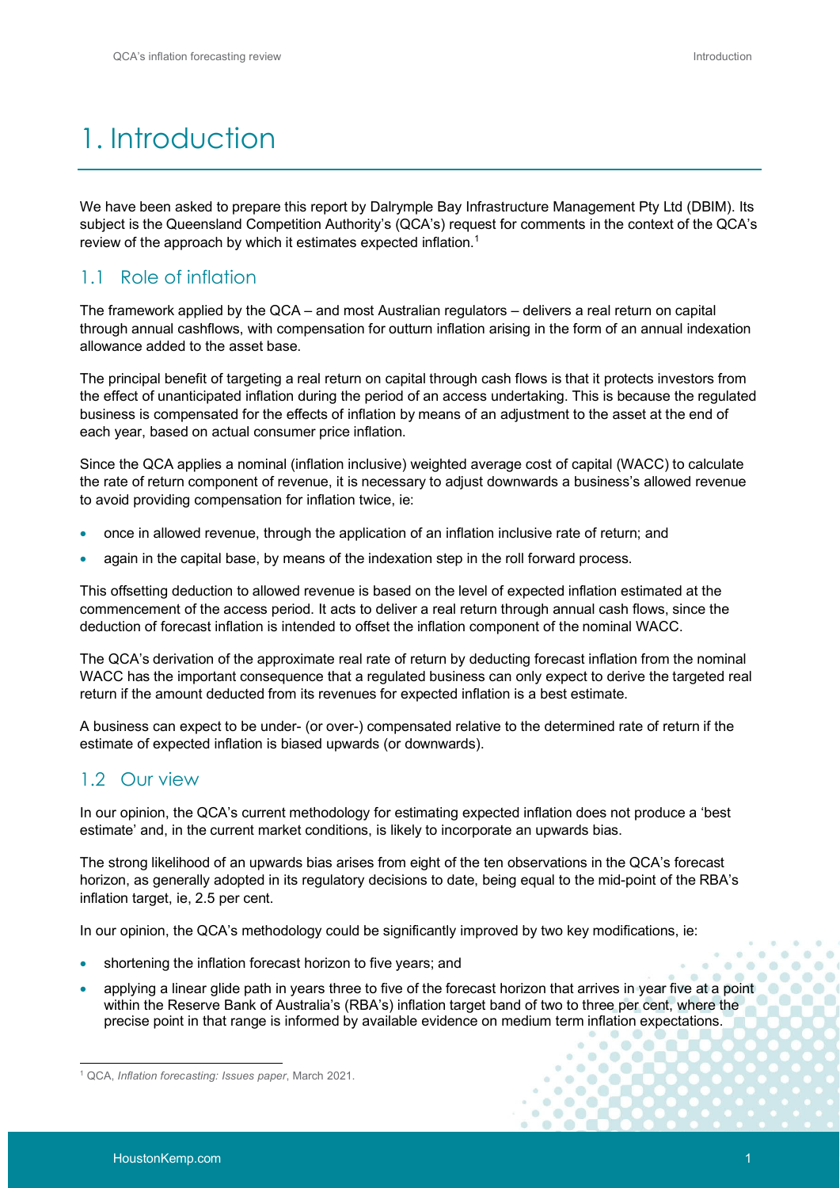# 1. Introduction

We have been asked to prepare this report by Dalrymple Bay Infrastructure Management Pty Ltd (DBIM). Its subject is the Queensland Competition Authority's (QCA's) request for comments in the context of the QCA's review of the approach by which it estimates expected inflation.[1]

## 1.1 Role of inflation

The framework applied by the QCA – and most Australian regulators – delivers a real return on capital through annual cashflows, with compensation for outturn inflation arising in the form of an annual indexation allowance added to the asset base.

The principal benefit of targeting a real return on capital through cash flows is that it protects investors from the effect of unanticipated inflation during the period of an access undertaking. This is because the regulated business is compensated for the effects of inflation by means of an adjustment to the asset at the end of each year, based on actual consumer price inflation.

Since the QCA applies a nominal (inflation inclusive) weighted average cost of capital (WACC) to calculate the rate of return component of revenue, it is necessary to adjust downwards a business's allowed revenue to avoid providing compensation for inflation twice, ie:

- once in allowed revenue, through the application of an inflation inclusive rate of return; and
- again in the capital base, by means of the indexation step in the roll forward process.

This offsetting deduction to allowed revenue is based on the level of expected inflation estimated at the commencement of the access period. It acts to deliver a real return through annual cash flows, since the deduction of forecast inflation is intended to offset the inflation component of the nominal WACC.

The QCA's derivation of the approximate real rate of return by deducting forecast inflation from the nominal WACC has the important consequence that a regulated business can only expect to derive the targeted real return if the amount deducted from its revenues for expected inflation is a best estimate.

A business can expect to be under- (or over-) compensated relative to the determined rate of return if the estimate of expected inflation is biased upwards (or downwards).

## 1.2 Our view

In our opinion, the QCA's current methodology for estimating expected inflation does not produce a 'best estimate' and, in the current market conditions, is likely to incorporate an upwards bias.

The strong likelihood of an upwards bias arises from eight of the ten observations in the QCA's forecast horizon, as generally adopted in its regulatory decisions to date, being equal to the mid-point of the RBA's inflation target, ie, 2.5 per cent.

In our opinion, the QCA's methodology could be significantly improved by two key modifications, ie:

- shortening the inflation forecast horizon to five years; and
- applying a linear glide path in years three to five of the forecast horizon that arrives in year five at a point within the Reserve Bank of Australia's (RBA's) inflation target band of two to three per cent, where the precise point in that range is informed by available evidence on medium term inflation expectations.

[1] QCA, *Inflation forecasting: Issues paper*, March 2021.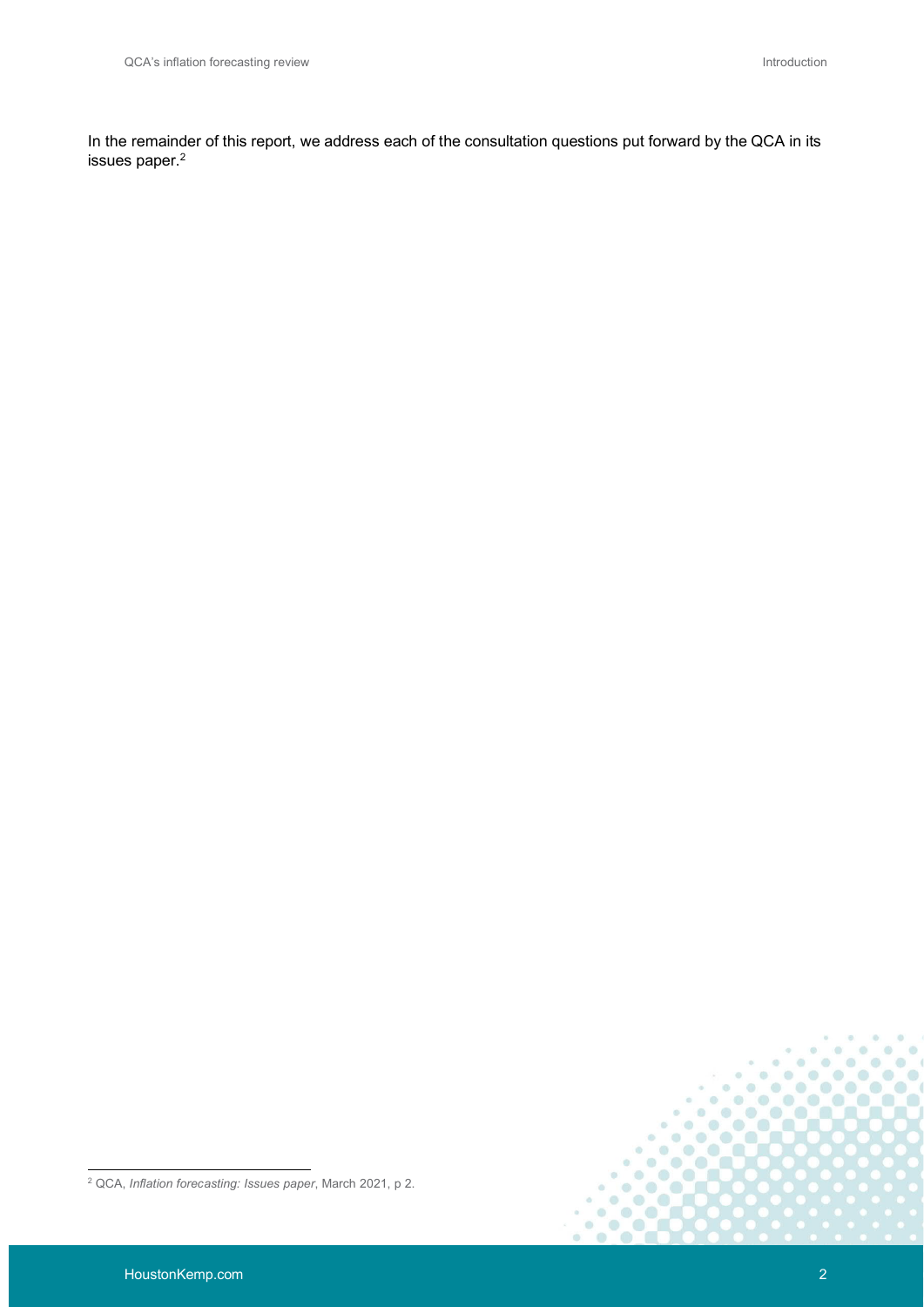In the remainder of this report, we address each of the consultation questions put forward by the QCA in its issues paper.[2]

[2] QCA, *Inflation forecasting: Issues paper*, March 2021, p 2.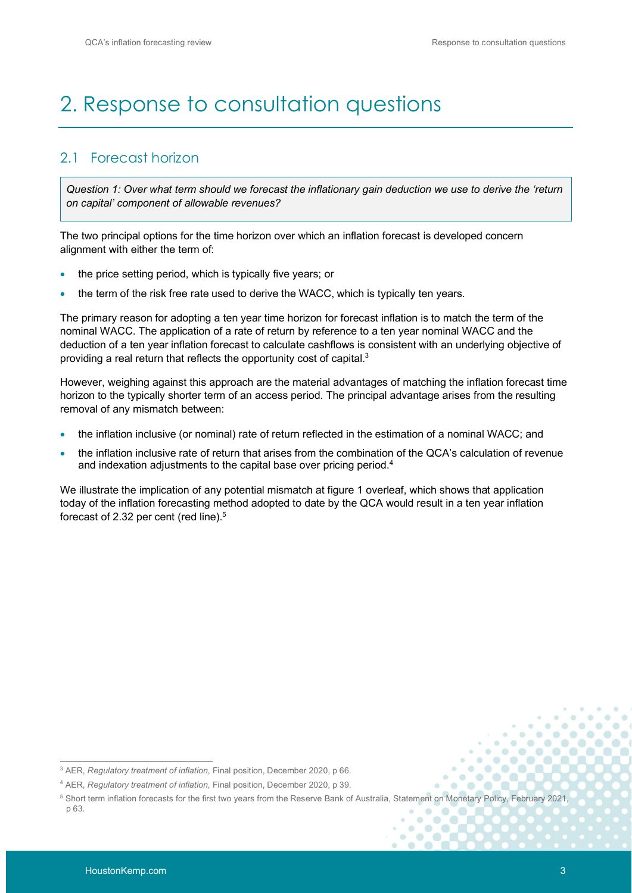# 2. Response to consultation questions

## 2.1 Forecast horizon

*Question 1: Over what term should we forecast the inflationary gain deduction we use to derive the 'return on capital' component of allowable revenues?*

The two principal options for the time horizon over which an inflation forecast is developed concern alignment with either the term of:

- the price setting period, which is typically five years; or
- the term of the risk free rate used to derive the WACC, which is typically ten years.

The primary reason for adopting a ten year time horizon for forecast inflation is to match the term of the nominal WACC. The application of a rate of return by reference to a ten year nominal WACC and the deduction of a ten year inflation forecast to calculate cashflows is consistent with an underlying objective of providing a real return that reflects the opportunity cost of capital.[3]

However, weighing against this approach are the material advantages of matching the inflation forecast time horizon to the typically shorter term of an access period. The principal advantage arises from the resulting removal of any mismatch between:

- the inflation inclusive (or nominal) rate of return reflected in the estimation of a nominal WACC; and
- the inflation inclusive rate of return that arises from the combination of the QCA's calculation of revenue and indexation adjustments to the capital base over pricing period.[4]

We illustrate the implication of any potential mismatch at figure 1 overleaf, which shows that application today of the inflation forecasting method adopted to date by the QCA would result in a ten year inflation forecast of 2.32 per cent (red line).[5]

[3] AER, *Regulatory treatment of inflation*, Final position, December 2020, p 66.

[4] AER, *Regulatory treatment of inflation*, Final position, December 2020, p 39.

[5] Short term inflation forecasts for the first two years from the Reserve Bank of Australia, Statement on Monetary Policy, February 2021, p 63.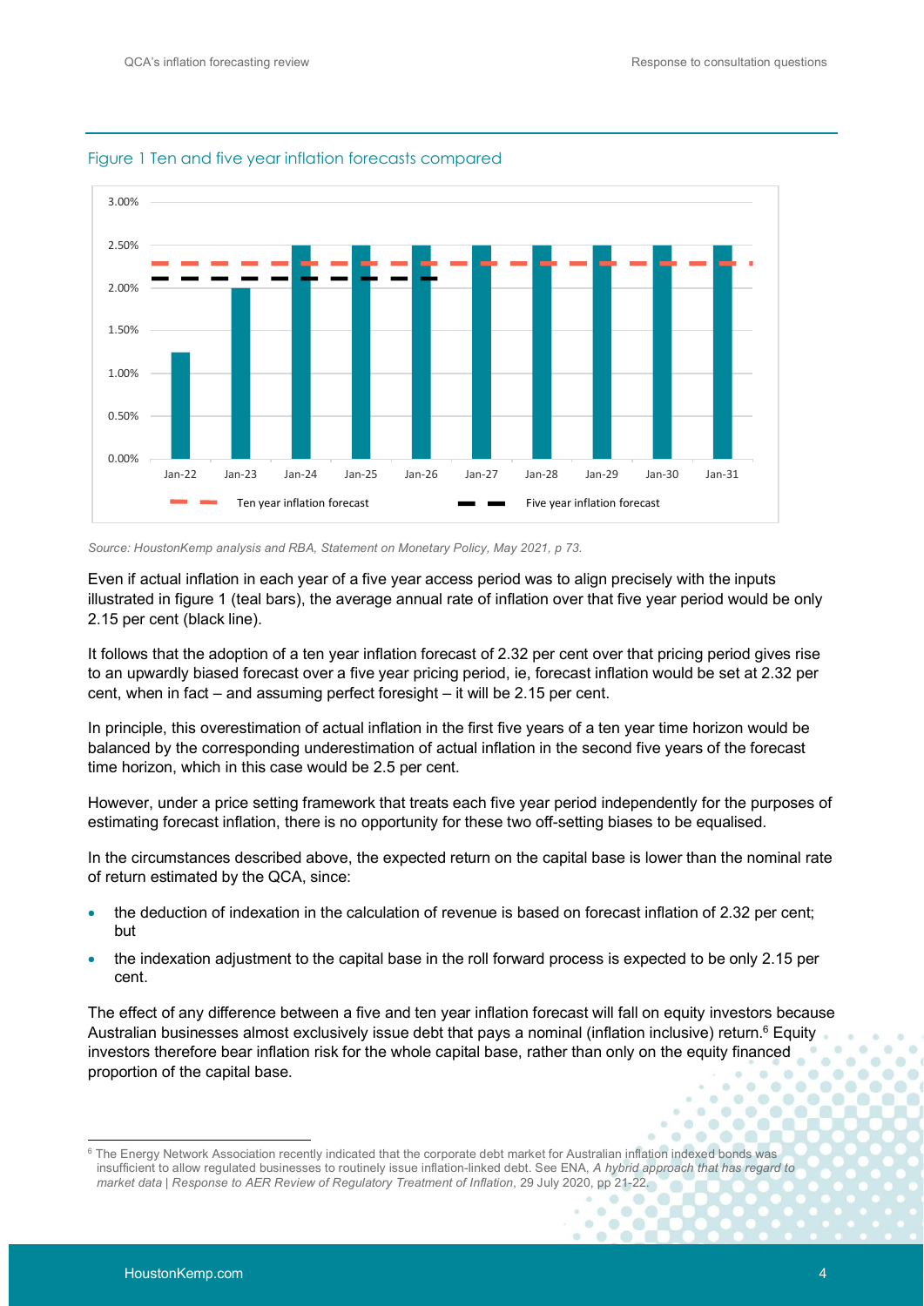Figure 1 Ten and five year inflation forecasts compared

*Source: HoustonKemp analysis and RBA, Statement on Monetary Policy, May 2021, p 73.*

Even if actual inflation in each year of a five year access period was to align precisely with the inputs illustrated in figure 1 (teal bars), the average annual rate of inflation over that five year period would be only 2.15 per cent (black line).

It follows that the adoption of a ten year inflation forecast of 2.32 per cent over that pricing period gives rise to an upwardly biased forecast over a five year pricing period, ie, forecast inflation would be set at 2.32 per cent, when in fact – and assuming perfect foresight – it will be 2.15 per cent.

In principle, this overestimation of actual inflation in the first five years of a ten year time horizon would be balanced by the corresponding underestimation of actual inflation in the second five years of the forecast time horizon, which in this case would be 2.5 per cent.

However, under a price setting framework that treats each five year period independently for the purposes of estimating forecast inflation, there is no opportunity for these two off-setting biases to be equalised.

In the circumstances described above, the expected return on the capital base is lower than the nominal rate of return estimated by the QCA, since:

- the deduction of indexation in the calculation of revenue is based on forecast inflation of 2.32 per cent; but
- the indexation adjustment to the capital base in the roll forward process is expected to be only 2.15 per cent.

The effect of any difference between a five and ten year inflation forecast will fall on equity investors because Australian businesses almost exclusively issue debt that pays a nominal (inflation inclusive) return.[6] Equity investors therefore bear inflation risk for the whole capital base, rather than only on the equity financed proportion of the capital base.

[6] The Energy Network Association recently indicated that the corporate debt market for Australian inflation indexed bonds was insufficient to allow regulated businesses to routinely issue inflation-linked debt. See ENA, *A hybrid approach that has regard to market data | Response to AER Review of Regulatory Treatment of Inflation*, 29 July 2020, pp 21-22.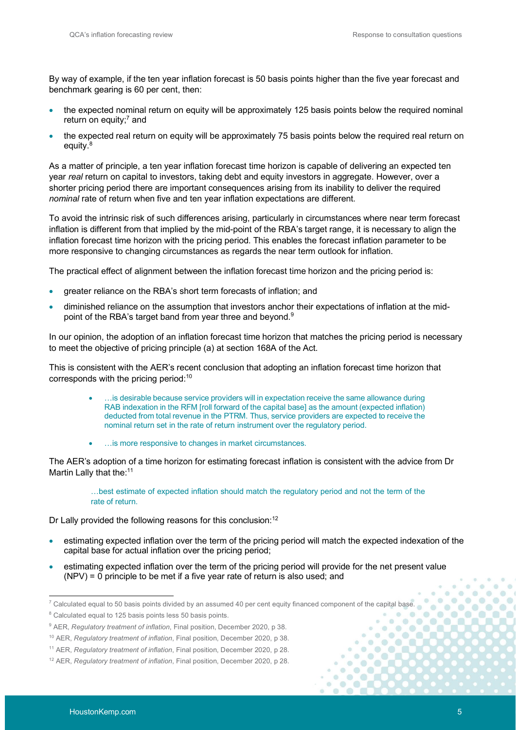By way of example, if the ten year inflation forecast is 50 basis points higher than the five year forecast and benchmark gearing is 60 per cent, then:

- the expected nominal return on equity will be approximately 125 basis points below the required nominal return on equity;[7] and
- the expected real return on equity will be approximately 75 basis points below the required real return on equity.[8]

As a matter of principle, a ten year inflation forecast time horizon is capable of delivering an expected ten year *real* return on capital to investors, taking debt and equity investors in aggregate. However, over a shorter pricing period there are important consequences arising from its inability to deliver the required *nominal* rate of return when five and ten year inflation expectations are different.

To avoid the intrinsic risk of such differences arising, particularly in circumstances where near term forecast inflation is different from that implied by the mid-point of the RBA's target range, it is necessary to align the inflation forecast time horizon with the pricing period. This enables the forecast inflation parameter to be more responsive to changing circumstances as regards the near term outlook for inflation.

The practical effect of alignment between the inflation forecast time horizon and the pricing period is:

- greater reliance on the RBA's short term forecasts of inflation; and
- diminished reliance on the assumption that investors anchor their expectations of inflation at the mid-point of the RBA's target band from year three and beyond.[9]

In our opinion, the adoption of an inflation forecast time horizon that matches the pricing period is necessary to meet the objective of pricing principle (a) at section 168A of the Act.

This is consistent with the AER's recent conclusion that adopting an inflation forecast time horizon that corresponds with the pricing period:[10]

> - …is desirable because service providers will in expectation receive the same allowance during RAB indexation in the RFM [roll forward of the capital base] as the amount (expected inflation) deducted from total revenue in the PTRM. Thus, service providers are expected to receive the nominal return set in the rate of return instrument over the regulatory period.
> - …is more responsive to changes in market circumstances.

The AER's adoption of a time horizon for estimating forecast inflation is consistent with the advice from Dr Martin Lally that the:[11]

> …best estimate of expected inflation should match the regulatory period and not the term of the rate of return.

Dr Lally provided the following reasons for this conclusion:[12]

- estimating expected inflation over the term of the pricing period will match the expected indexation of the capital base for actual inflation over the pricing period;
- estimating expected inflation over the term of the pricing period will provide for the net present value (NPV) = 0 principle to be met if a five year rate of return is also used; and

---

[7] Calculated equal to 50 basis points divided by an assumed 40 per cent equity financed component of the capital base.

[8] Calculated equal to 125 basis points less 50 basis points.

[9] AER, *Regulatory treatment of inflation*, Final position, December 2020, p 38.

[10] AER, *Regulatory treatment of inflation*, Final position, December 2020, p 38.

[11] AER, *Regulatory treatment of inflation*, Final position, December 2020, p 28.

[12] AER, *Regulatory treatment of inflation*, Final position, December 2020, p 28.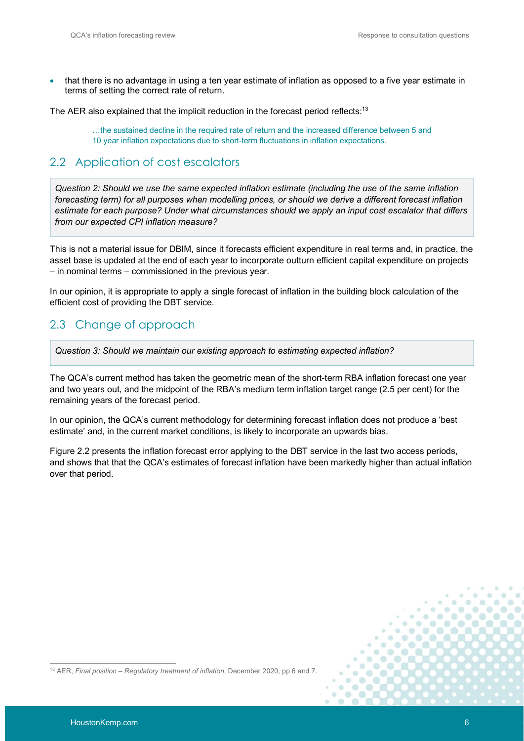- that there is no advantage in using a ten year estimate of inflation as opposed to a five year estimate in terms of setting the correct rate of return.

The AER also explained that the implicit reduction in the forecast period reflects:[13]

> …the sustained decline in the required rate of return and the increased difference between 5 and 10 year inflation expectations due to short-term fluctuations in inflation expectations.

## 2.2 Application of cost escalators

> *Question 2: Should we use the same expected inflation estimate (including the use of the same inflation forecasting term) for all purposes when modelling prices, or should we derive a different forecast inflation estimate for each purpose? Under what circumstances should we apply an input cost escalator that differs from our expected CPI inflation measure?*

This is not a material issue for DBIM, since it forecasts efficient expenditure in real terms and, in practice, the asset base is updated at the end of each year to incorporate outturn efficient capital expenditure on projects – in nominal terms – commissioned in the previous year.

In our opinion, it is appropriate to apply a single forecast of inflation in the building block calculation of the efficient cost of providing the DBT service.

## 2.3 Change of approach

> *Question 3: Should we maintain our existing approach to estimating expected inflation?*

The QCA's current method has taken the geometric mean of the short-term RBA inflation forecast one year and two years out, and the midpoint of the RBA's medium term inflation target range (2.5 per cent) for the remaining years of the forecast period.

In our opinion, the QCA's current methodology for determining forecast inflation does not produce a 'best estimate' and, in the current market conditions, is likely to incorporate an upwards bias.

Figure 2.2 presents the inflation forecast error applying to the DBT service in the last two access periods, and shows that that the QCA's estimates of forecast inflation have been markedly higher than actual inflation over that period.

[13] AER, *Final position – Regulatory treatment of inflation*, December 2020, pp 6 and 7.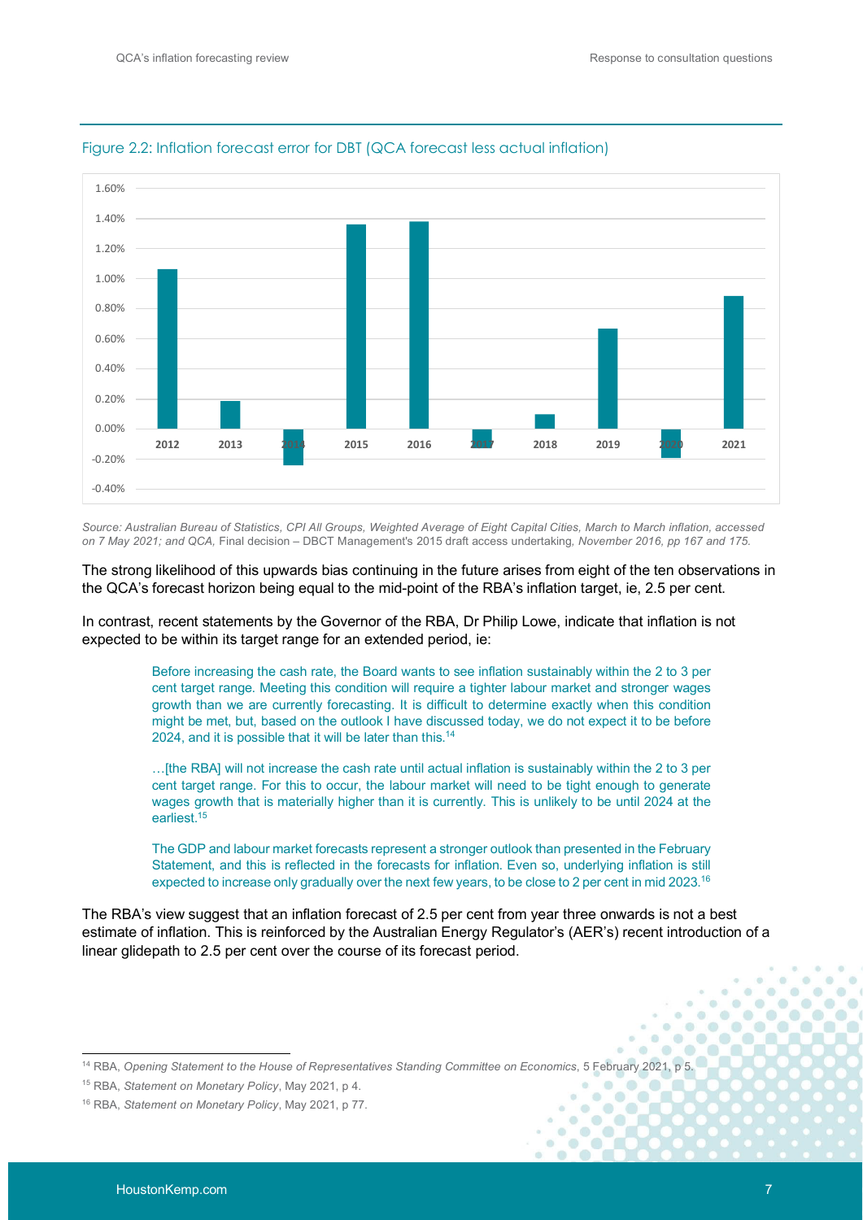Figure 2.2: Inflation forecast error for DBT (QCA forecast less actual inflation)

Source: Australian Bureau of Statistics, CPI All Groups, Weighted Average of Eight Capital Cities, March to March inflation, accessed on 7 May 2021; and QCA, *Final decision – DBCT Management's 2015 draft access undertaking*, November 2016, pp 167 and 175.

The strong likelihood of this upwards bias continuing in the future arises from eight of the ten observations in the QCA's forecast horizon being equal to the mid-point of the RBA's inflation target, ie, 2.5 per cent.

In contrast, recent statements by the Governor of the RBA, Dr Philip Lowe, indicate that inflation is not expected to be within its target range for an extended period, ie:

> Before increasing the cash rate, the Board wants to see inflation sustainably within the 2 to 3 per cent target range. Meeting this condition will require a tighter labour market and stronger wages growth than we are currently forecasting. It is difficult to determine exactly when this condition might be met, but, based on the outlook I have discussed today, we do not expect it to be before 2024, and it is possible that it will be later than this.[14]
>
> …[the RBA] will not increase the cash rate until actual inflation is sustainably within the 2 to 3 per cent target range. For this to occur, the labour market will need to be tight enough to generate wages growth that is materially higher than it is currently. This is unlikely to be until 2024 at the earliest.[15]
>
> The GDP and labour market forecasts represent a stronger outlook than presented in the February Statement, and this is reflected in the forecasts for inflation. Even so, underlying inflation is still expected to increase only gradually over the next few years, to be close to 2 per cent in mid 2023.[16]

The RBA's view suggest that an inflation forecast of 2.5 per cent from year three onwards is not a best estimate of inflation. This is reinforced by the Australian Energy Regulator's (AER's) recent introduction of a linear glidepath to 2.5 per cent over the course of its forecast period.

---

[14] RBA, *Opening Statement to the House of Representatives Standing Committee on Economics*, 5 February 2021, p 5.

[15] RBA, *Statement on Monetary Policy*, May 2021, p 4.

[16] RBA, *Statement on Monetary Policy*, May 2021, p 77.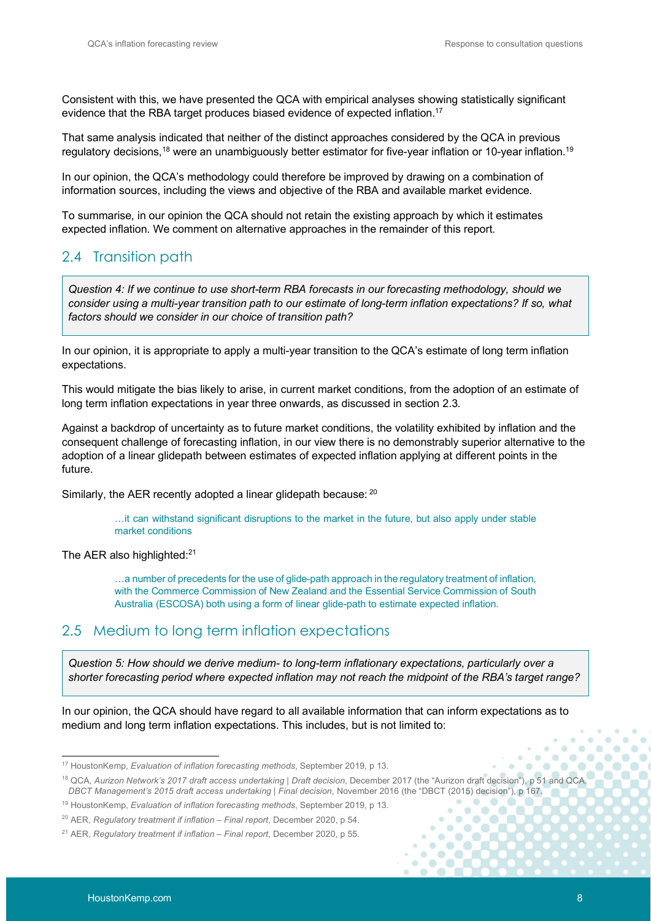Consistent with this, we have presented the QCA with empirical analyses showing statistically significant evidence that the RBA target produces biased evidence of expected inflation.[17]

That same analysis indicated that neither of the distinct approaches considered by the QCA in previous regulatory decisions,[18] were an unambiguously better estimator for five-year inflation or 10-year inflation.[19]

In our opinion, the QCA's methodology could therefore be improved by drawing on a combination of information sources, including the views and objective of the RBA and available market evidence.

To summarise, in our opinion the QCA should not retain the existing approach by which it estimates expected inflation. We comment on alternative approaches in the remainder of this report.

## 2.4 Transition path

> *Question 4: If we continue to use short-term RBA forecasts in our forecasting methodology, should we consider using a multi-year transition path to our estimate of long-term inflation expectations? If so, what factors should we consider in our choice of transition path?*

In our opinion, it is appropriate to apply a multi-year transition to the QCA's estimate of long term inflation expectations.

This would mitigate the bias likely to arise, in current market conditions, from the adoption of an estimate of long term inflation expectations in year three onwards, as discussed in section 2.3.

Against a backdrop of uncertainty as to future market conditions, the volatility exhibited by inflation and the consequent challenge of forecasting inflation, in our view there is no demonstrably superior alternative to the adoption of a linear glidepath between estimates of expected inflation applying at different points in the future.

Similarly, the AER recently adopted a linear glidepath because:[20]

> …it can withstand significant disruptions to the market in the future, but also apply under stable market conditions

The AER also highlighted:[21]

> …a number of precedents for the use of glide-path approach in the regulatory treatment of inflation, with the Commerce Commission of New Zealand and the Essential Service Commission of South Australia (ESCOSA) both using a form of linear glide-path to estimate expected inflation.

## 2.5 Medium to long term inflation expectations

> *Question 5: How should we derive medium- to long-term inflationary expectations, particularly over a shorter forecasting period where expected inflation may not reach the midpoint of the RBA's target range?*

In our opinion, the QCA should have regard to all available information that can inform expectations as to medium and long term inflation expectations. This includes, but is not limited to:

---

[17] HoustonKemp, *Evaluation of inflation forecasting methods*, September 2019, p 13.

[18] QCA, *Aurizon Network's 2017 draft access undertaking | Draft decision*, December 2017 (the "Aurizon draft decision"), p 51 and QCA, *DBCT Management's 2015 draft access undertaking | Final decision*, November 2016 (the "DBCT (2015) decision"), p 167.

[19] HoustonKemp, *Evaluation of inflation forecasting methods*, September 2019, p 13.

[20] AER, *Regulatory treatment if inflation – Final report*, December 2020, p 54.

[21] AER, *Regulatory treatment if inflation – Final report*, December 2020, p 55.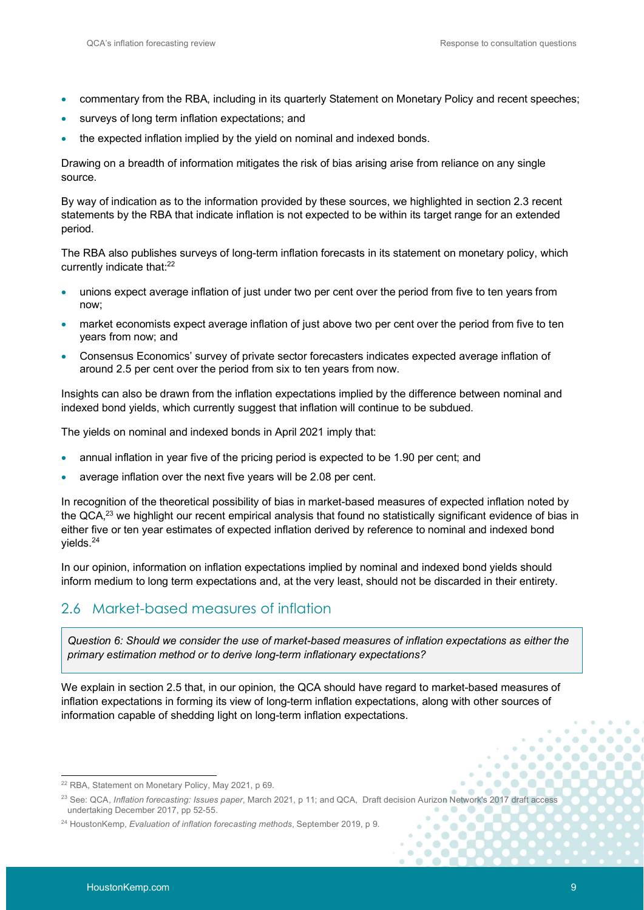- commentary from the RBA, including in its quarterly Statement on Monetary Policy and recent speeches;
- surveys of long term inflation expectations; and
- the expected inflation implied by the yield on nominal and indexed bonds.

Drawing on a breadth of information mitigates the risk of bias arising arise from reliance on any single source.

By way of indication as to the information provided by these sources, we highlighted in section 2.3 recent statements by the RBA that indicate inflation is not expected to be within its target range for an extended period.

The RBA also publishes surveys of long-term inflation forecasts in its statement on monetary policy, which currently indicate that:[22]

- unions expect average inflation of just under two per cent over the period from five to ten years from now;
- market economists expect average inflation of just above two per cent over the period from five to ten years from now; and
- Consensus Economics' survey of private sector forecasters indicates expected average inflation of around 2.5 per cent over the period from six to ten years from now.

Insights can also be drawn from the inflation expectations implied by the difference between nominal and indexed bond yields, which currently suggest that inflation will continue to be subdued.

The yields on nominal and indexed bonds in April 2021 imply that:

- annual inflation in year five of the pricing period is expected to be 1.90 per cent; and
- average inflation over the next five years will be 2.08 per cent.

In recognition of the theoretical possibility of bias in market-based measures of expected inflation noted by the QCA,[23] we highlight our recent empirical analysis that found no statistically significant evidence of bias in either five or ten year estimates of expected inflation derived by reference to nominal and indexed bond yields.[24]

In our opinion, information on inflation expectations implied by nominal and indexed bond yields should inform medium to long term expectations and, at the very least, should not be discarded in their entirety.

## 2.6 Market-based measures of inflation

> *Question 6: Should we consider the use of market-based measures of inflation expectations as either the primary estimation method or to derive long-term inflationary expectations?*

We explain in section 2.5 that, in our opinion, the QCA should have regard to market-based measures of inflation expectations in forming its view of long-term inflation expectations, along with other sources of information capable of shedding light on long-term inflation expectations.

---

[22] RBA, Statement on Monetary Policy, May 2021, p 69.

[23] See: QCA, *Inflation forecasting: Issues paper*, March 2021, p 11; and QCA, Draft decision Aurizon Network's 2017 draft access undertaking December 2017, pp 52-55.

[24] HoustonKemp, *Evaluation of inflation forecasting methods*, September 2019, p 9.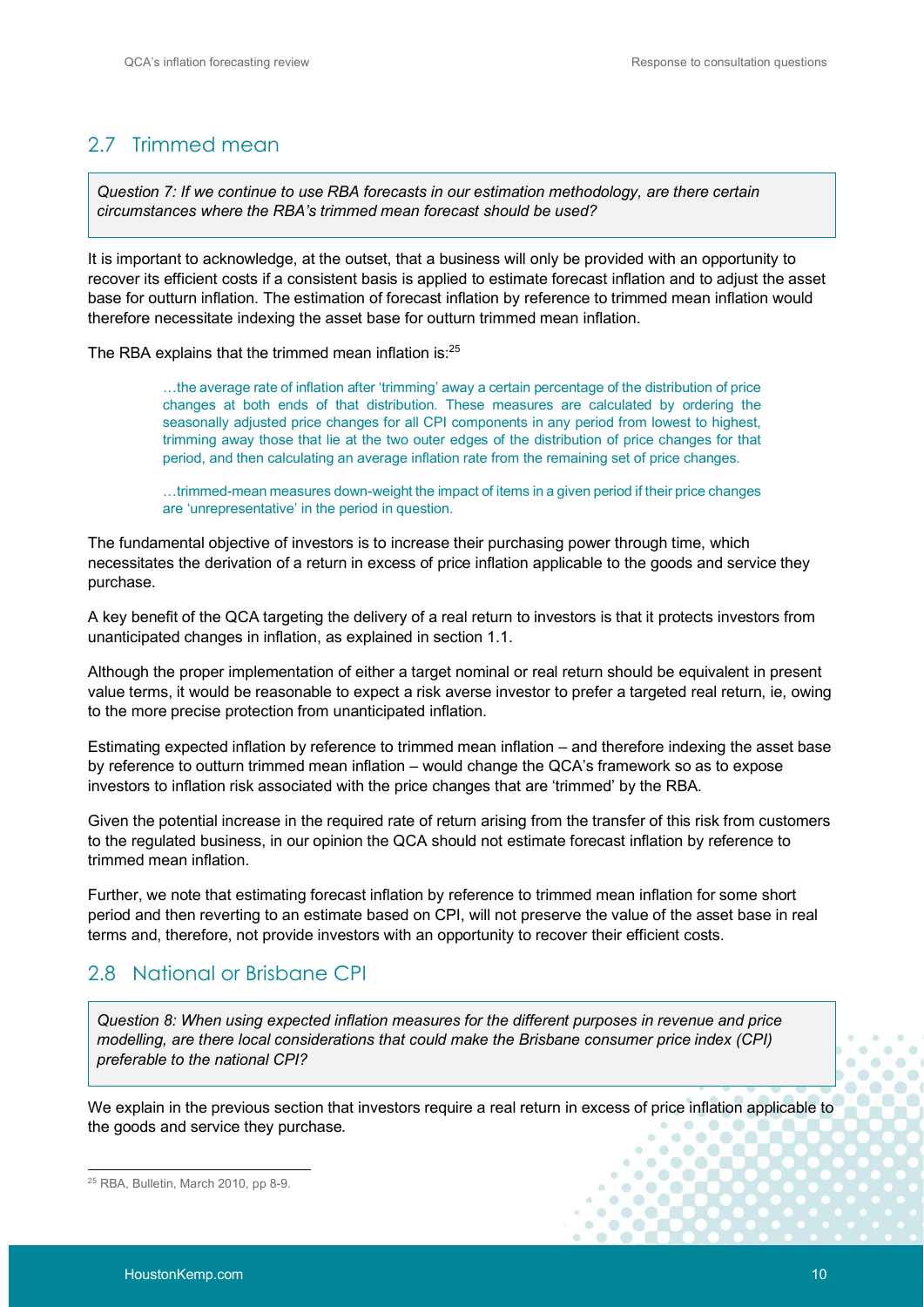## 2.7 Trimmed mean

> *Question 7: If we continue to use RBA forecasts in our estimation methodology, are there certain circumstances where the RBA's trimmed mean forecast should be used?*

It is important to acknowledge, at the outset, that a business will only be provided with an opportunity to recover its efficient costs if a consistent basis is applied to estimate forecast inflation and to adjust the asset base for outturn inflation. The estimation of forecast inflation by reference to trimmed mean inflation would therefore necessitate indexing the asset base for outturn trimmed mean inflation.

The RBA explains that the trimmed mean inflation is:[25]

> …the average rate of inflation after 'trimming' away a certain percentage of the distribution of price changes at both ends of that distribution. These measures are calculated by ordering the seasonally adjusted price changes for all CPI components in any period from lowest to highest, trimming away those that lie at the two outer edges of the distribution of price changes for that period, and then calculating an average inflation rate from the remaining set of price changes.
>
> …trimmed-mean measures down-weight the impact of items in a given period if their price changes are 'unrepresentative' in the period in question.

The fundamental objective of investors is to increase their purchasing power through time, which necessitates the derivation of a return in excess of price inflation applicable to the goods and service they purchase.

A key benefit of the QCA targeting the delivery of a real return to investors is that it protects investors from unanticipated changes in inflation, as explained in section 1.1.

Although the proper implementation of either a target nominal or real return should be equivalent in present value terms, it would be reasonable to expect a risk averse investor to prefer a targeted real return, ie, owing to the more precise protection from unanticipated inflation.

Estimating expected inflation by reference to trimmed mean inflation – and therefore indexing the asset base by reference to outturn trimmed mean inflation – would change the QCA's framework so as to expose investors to inflation risk associated with the price changes that are 'trimmed' by the RBA.

Given the potential increase in the required rate of return arising from the transfer of this risk from customers to the regulated business, in our opinion the QCA should not estimate forecast inflation by reference to trimmed mean inflation.

Further, we note that estimating forecast inflation by reference to trimmed mean inflation for some short period and then reverting to an estimate based on CPI, will not preserve the value of the asset base in real terms and, therefore, not provide investors with an opportunity to recover their efficient costs.

## 2.8 National or Brisbane CPI

> *Question 8: When using expected inflation measures for the different purposes in revenue and price modelling, are there local considerations that could make the Brisbane consumer price index (CPI) preferable to the national CPI?*

We explain in the previous section that investors require a real return in excess of price inflation applicable to the goods and service they purchase.

---

[25] RBA, Bulletin, March 2010, pp 8-9.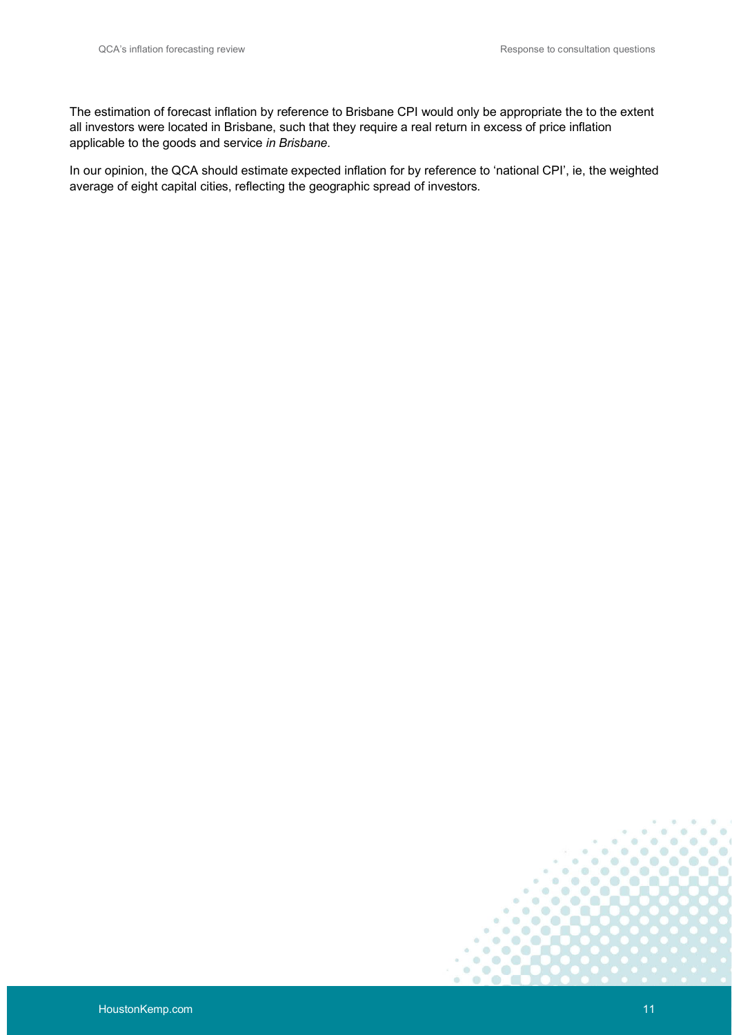The estimation of forecast inflation by reference to Brisbane CPI would only be appropriate the to the extent all investors were located in Brisbane, such that they require a real return in excess of price inflation applicable to the goods and service *in Brisbane*.

In our opinion, the QCA should estimate expected inflation for by reference to 'national CPI', ie, the weighted average of eight capital cities, reflecting the geographic spread of investors.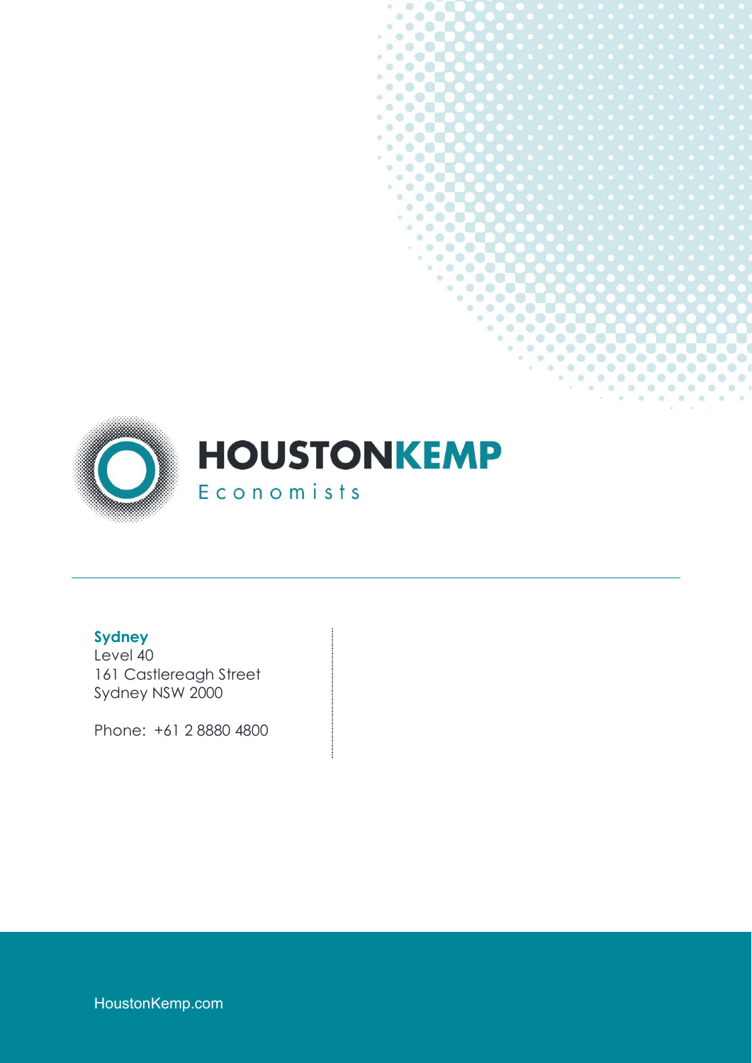HOUSTONKEMP

Economists

**Sydney**
Level 40
161 Castlereagh Street
Sydney NSW 2000

Phone: +61 2 8880 4800

HoustonKemp.com